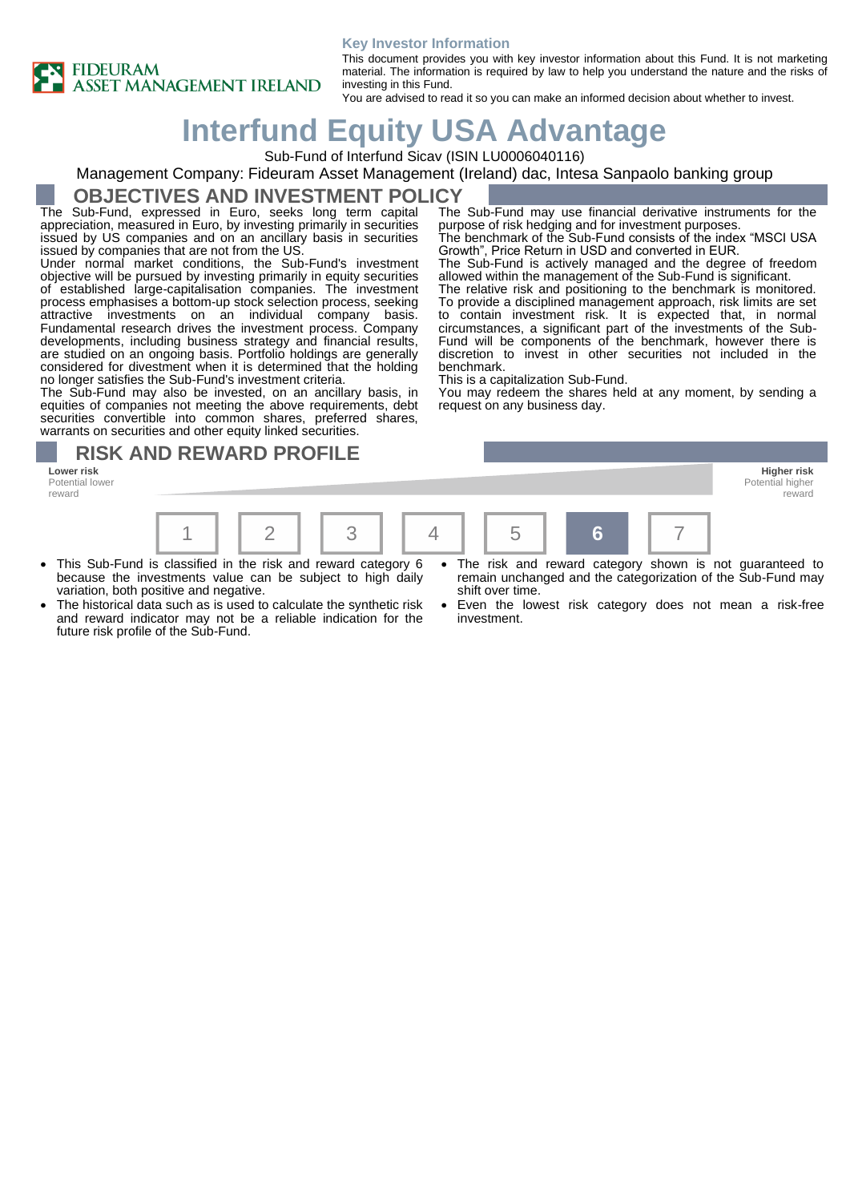FIDEURAM ASSET MANAGEMENT IRELAND

**Key Investor Information**

This document provides you with key investor information about this Fund. It is not marketing material. The information is required by law to help you understand the nature and the risks of investing in this Fund.
You are advised to read it so you can make an informed decision about whether to invest.

# Interfund Equity USA Advantage

Sub-Fund of Interfund Sicav (ISIN LU0006040116)

Management Company: Fideuram Asset Management (Ireland) dac, Intesa Sanpaolo banking group

## OBJECTIVES AND INVESTMENT POLICY

The Sub-Fund, expressed in Euro, seeks long term capital appreciation, measured in Euro, by investing primarily in securities issued by US companies and on an ancillary basis in securities issued by companies that are not from the US.
Under normal market conditions, the Sub-Fund's investment objective will be pursued by investing primarily in equity securities of established large-capitalisation companies. The investment process emphasises a bottom-up stock selection process, seeking attractive investments on an individual company basis. Fundamental research drives the investment process. Company developments, including business strategy and financial results, are studied on an ongoing basis. Portfolio holdings are generally considered for divestment when it is determined that the holding no longer satisfies the Sub-Fund's investment criteria.
The Sub-Fund may also be invested, on an ancillary basis, in equities of companies not meeting the above requirements, debt securities convertible into common shares, preferred shares, warrants on securities and other equity linked securities.
The Sub-Fund may use financial derivative instruments for the purpose of risk hedging and for investment purposes.
The benchmark of the Sub-Fund consists of the index "MSCI USA Growth", Price Return in USD and converted in EUR.
The Sub-Fund is actively managed and the degree of freedom allowed within the management of the Sub-Fund is significant.
The relative risk and positioning to the benchmark is monitored. To provide a disciplined management approach, risk limits are set to contain investment risk. It is expected that, in normal circumstances, a significant part of the investments of the Sub-Fund will be components of the benchmark, however there is discretion to invest in other securities not included in the benchmark.
This is a capitalization Sub-Fund.
You may redeem the shares held at any moment, by sending a request on any business day.

## RISK AND REWARD PROFILE

**Lower risk** Potential lower reward — **Higher risk** Potential higher reward

| 1 | 2 | 3 | 4 | 5 | **6** | 7 |
|---|---|---|---|---|---|---|

- This Sub-Fund is classified in the risk and reward category 6 because the investments value can be subject to high daily variation, both positive and negative.
- The historical data such as is used to calculate the synthetic risk and reward indicator may not be a reliable indication for the future risk profile of the Sub-Fund.
- The risk and reward category shown is not guaranteed to remain unchanged and the categorization of the Sub-Fund may shift over time.
- Even the lowest risk category does not mean a risk-free investment.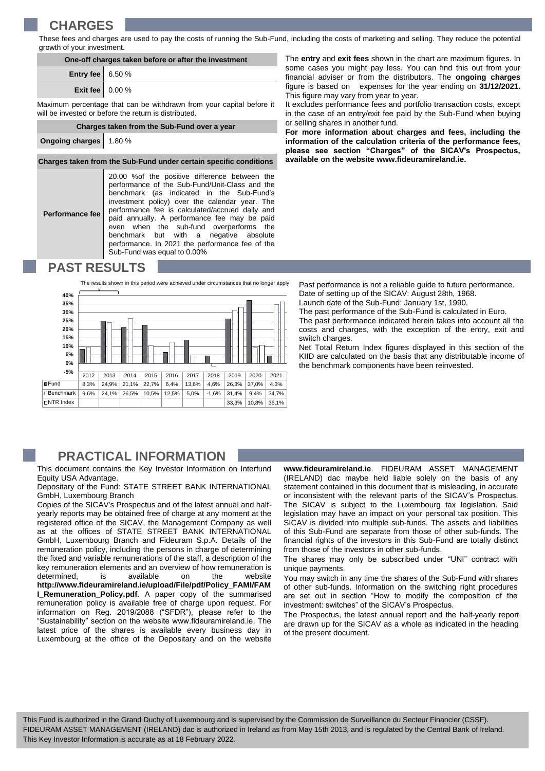## CHARGES

These fees and charges are used to pay the costs of running the Sub-Fund, including the costs of marketing and selling. They reduce the potential growth of your investment.

| One-off charges taken before or after the investment | |
|---|---|
| **Entry fee** | 6.50 % |
| **Exit fee** | 0.00 % |

Maximum percentage that can be withdrawn from your capital before it will be invested or before the return is distributed.

| Charges taken from the Sub-Fund over a year | |
|---|---|
| **Ongoing charges** | 1.80 % |

| Charges taken from the Sub-Fund under certain specific conditions | |
|---|---|
| **Performance fee** | 20.00 %of the positive difference between the performance of the Sub-Fund/Unit-Class and the benchmark (as indicated in the Sub-Fund's investment policy) over the calendar year. The performance fee is calculated/accrued daily and paid annually. A performance fee may be paid even when the sub-fund overperforms the benchmark but with a negative absolute performance. In 2021 the performance fee of the Sub-Fund was equal to 0.00% |

The **entry** and **exit fees** shown in the chart are maximum figures. In some cases you might pay less. You can find this out from your financial adviser or from the distributors. The **ongoing charges** figure is based on expenses for the year ending on **31/12/2021.** This figure may vary from year to year.

It excludes performance fees and portfolio transaction costs, except in the case of an entry/exit fee paid by the Sub-Fund when buying or selling shares in another fund.

**For more information about charges and fees, including the information of the calculation criteria of the performance fees, please see section "Charges" of the SICAV's Prospectus, available on the website www.fideuramireland.ie.**

## PAST RESULTS

The results shown in this period were achieved under circumstances that no longer apply.

40%
35%
30%
25%
20%
15%
10%
5%
0%
-5%

| | 2012 | 2013 | 2014 | 2015 | 2016 | 2017 | 2018 | 2019 | 2020 | 2021 |
|---|---|---|---|---|---|---|---|---|---|---|
| Fund | 8,3% | 24,9% | 21,1% | 22,7% | 6,4% | 13,6% | 4,6% | 26,3% | 37,0% | 4,3% |
| Benchmark | 9,6% | 24,1% | 26,5% | 10,5% | 12,5% | 5,0% | -1,6% | 31,4% | 9,4% | 34,7% |
| NTR Index | | | | | | | | 33,3% | 10,8% | 36,1% |

Past performance is not a reliable guide to future performance.

Date of setting up of the SICAV: August 28th, 1968.

Launch date of the Sub-Fund: January 1st, 1990.

The past performance of the Sub-Fund is calculated in Euro.

The past performance indicated herein takes into account all the costs and charges, with the exception of the entry, exit and switch charges.

Net Total Return Index figures displayed in this section of the KIID are calculated on the basis that any distributable income of the benchmark components have been reinvested.

## PRACTICAL INFORMATION

This document contains the Key Investor Information on Interfund Equity USA Advantage.

Depositary of the Fund: STATE STREET BANK INTERNATIONAL GmbH, Luxembourg Branch

Copies of the SICAV's Prospectus and of the latest annual and half-yearly reports may be obtained free of charge at any moment at the registered office of the SICAV, the Management Company as well as at the offices of STATE STREET BANK INTERNATIONAL GmbH, Luxembourg Branch and Fideuram S.p.A. Details of the remuneration policy, including the persons in charge of determining the fixed and variable remunerations of the staff, a description of the key remuneration elements and an overview of how remuneration is determined, is available on the website **http://www.fideuramireland.ie/upload/File/pdf/Policy_FAMI/FAMI_Remuneration_Policy.pdf**. A paper copy of the summarised remuneration policy is available free of charge upon request. For information on Reg. 2019/2088 ("SFDR"), please refer to the "Sustainability" section on the website www.fideuramireland.ie. The latest price of the shares is available every business day in Luxembourg at the office of the Depositary and on the website **www.fideuramireland.ie**. FIDEURAM ASSET MANAGEMENT (IRELAND) dac maybe held liable solely on the basis of any statement contained in this document that is misleading, in accurate or inconsistent with the relevant parts of the SICAV's Prospectus. The SICAV is subject to the Luxembourg tax legislation. Said legislation may have an impact on your personal tax position. This SICAV is divided into multiple sub-funds. The assets and liabilities of this Sub-Fund are separate from those of other sub-funds. The financial rights of the investors in this Sub-Fund are totally distinct from those of the investors in other sub-funds.

The shares may only be subscribed under "UNI" contract with unique payments.

You may switch in any time the shares of the Sub-Fund with shares of other sub-funds. Information on the switching right procedures are set out in section "How to modify the composition of the investment: switches" of the SICAV's Prospectus.

The Prospectus, the latest annual report and the half-yearly report are drawn up for the SICAV as a whole as indicated in the heading of the present document.

This Fund is authorized in the Grand Duchy of Luxembourg and is supervised by the Commission de Surveillance du Secteur Financier (CSSF).
FIDEURAM ASSET MANAGEMENT (IRELAND) dac is authorized in Ireland as from May 15th 2013, and is regulated by the Central Bank of Ireland.
This Key Investor Information is accurate as at 18 February 2022.